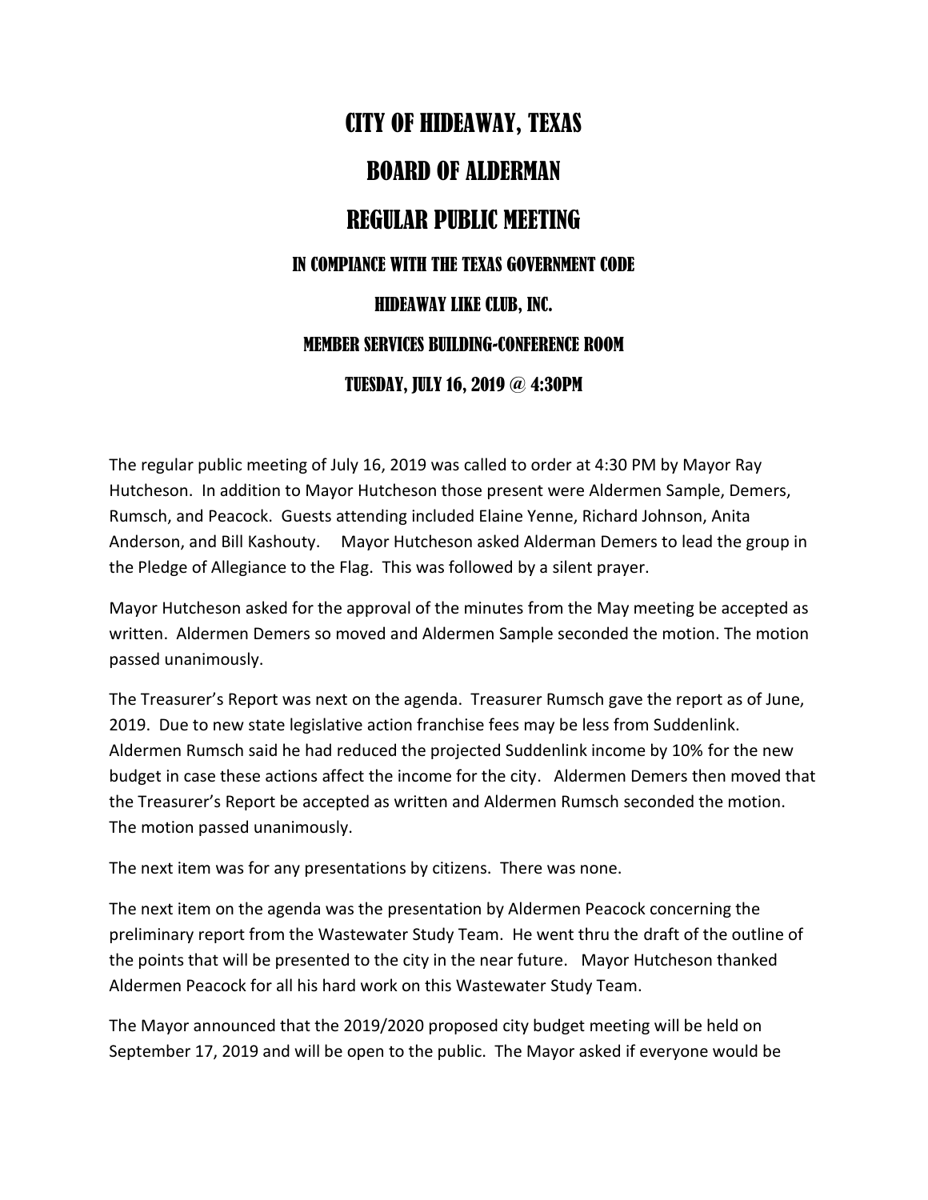# CITY OF HIDEAWAY, TEXAS

# BOARD OF ALDERMAN

# REGULAR PUBLIC MEETING

### IN COMPIANCE WITH THE TEXAS GOVERNMENT CODE

### HIDEAWAY LIKE CLUB, INC.

### MEMBER SERVICES BUILDING-CONFERENCE ROOM

### TUESDAY, JULY 16, 2019 @ 4:30PM

The regular public meeting of July 16, 2019 was called to order at 4:30 PM by Mayor Ray Hutcheson. In addition to Mayor Hutcheson those present were Aldermen Sample, Demers, Rumsch, and Peacock. Guests attending included Elaine Yenne, Richard Johnson, Anita Anderson, and Bill Kashouty. Mayor Hutcheson asked Alderman Demers to lead the group in the Pledge of Allegiance to the Flag. This was followed by a silent prayer.

Mayor Hutcheson asked for the approval of the minutes from the May meeting be accepted as written. Aldermen Demers so moved and Aldermen Sample seconded the motion. The motion passed unanimously.

The Treasurer's Report was next on the agenda. Treasurer Rumsch gave the report as of June, 2019. Due to new state legislative action franchise fees may be less from Suddenlink. Aldermen Rumsch said he had reduced the projected Suddenlink income by 10% for the new budget in case these actions affect the income for the city. Aldermen Demers then moved that the Treasurer's Report be accepted as written and Aldermen Rumsch seconded the motion. The motion passed unanimously.

The next item was for any presentations by citizens. There was none.

The next item on the agenda was the presentation by Aldermen Peacock concerning the preliminary report from the Wastewater Study Team. He went thru the draft of the outline of the points that will be presented to the city in the near future. Mayor Hutcheson thanked Aldermen Peacock for all his hard work on this Wastewater Study Team.

The Mayor announced that the 2019/2020 proposed city budget meeting will be held on September 17, 2019 and will be open to the public. The Mayor asked if everyone would be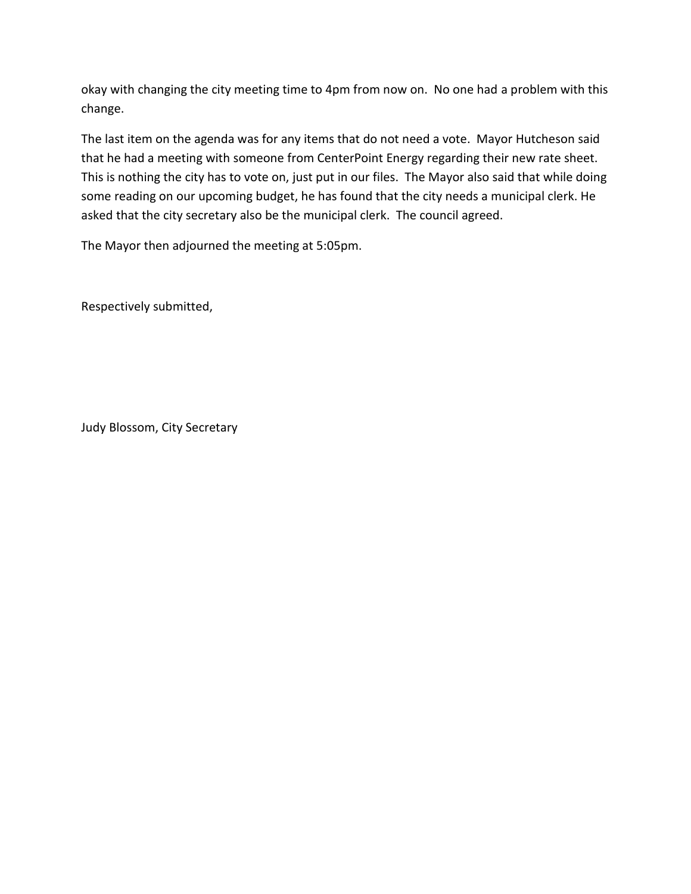okay with changing the city meeting time to 4pm from now on. No one had a problem with this change.

The last item on the agenda was for any items that do not need a vote. Mayor Hutcheson said that he had a meeting with someone from CenterPoint Energy regarding their new rate sheet. This is nothing the city has to vote on, just put in our files. The Mayor also said that while doing some reading on our upcoming budget, he has found that the city needs a municipal clerk. He asked that the city secretary also be the municipal clerk. The council agreed.

The Mayor then adjourned the meeting at 5:05pm.

Respectively submitted,

Judy Blossom, City Secretary